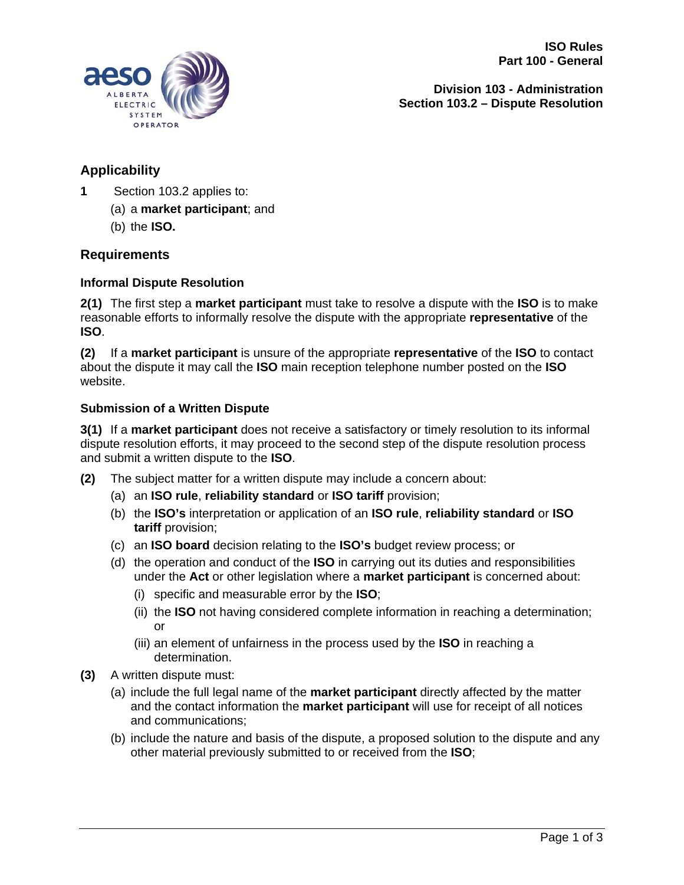**ISO Rules**
**Part 100 - General**

**Division 103 - Administration**
**Section 103.2 – Dispute Resolution**

## Applicability

**1** Section 103.2 applies to:

(a) a **market participant**; and

(b) the **ISO.**

## Requirements

### Informal Dispute Resolution

**2(1)** The first step a **market participant** must take to resolve a dispute with the **ISO** is to make reasonable efforts to informally resolve the dispute with the appropriate **representative** of the **ISO**.

**(2)** If a **market participant** is unsure of the appropriate **representative** of the **ISO** to contact about the dispute it may call the **ISO** main reception telephone number posted on the **ISO** website.

### Submission of a Written Dispute

**3(1)** If a **market participant** does not receive a satisfactory or timely resolution to its informal dispute resolution efforts, it may proceed to the second step of the dispute resolution process and submit a written dispute to the **ISO**.

**(2)** The subject matter for a written dispute may include a concern about:

(a) an **ISO rule**, **reliability standard** or **ISO tariff** provision;

(b) the **ISO's** interpretation or application of an **ISO rule**, **reliability standard** or **ISO tariff** provision;

(c) an **ISO board** decision relating to the **ISO's** budget review process; or

(d) the operation and conduct of the **ISO** in carrying out its duties and responsibilities under the **Act** or other legislation where a **market participant** is concerned about:

(i) specific and measurable error by the **ISO**;

(ii) the **ISO** not having considered complete information in reaching a determination; or

(iii) an element of unfairness in the process used by the **ISO** in reaching a determination.

**(3)** A written dispute must:

(a) include the full legal name of the **market participant** directly affected by the matter and the contact information the **market participant** will use for receipt of all notices and communications;

(b) include the nature and basis of the dispute, a proposed solution to the dispute and any other material previously submitted to or received from the **ISO**;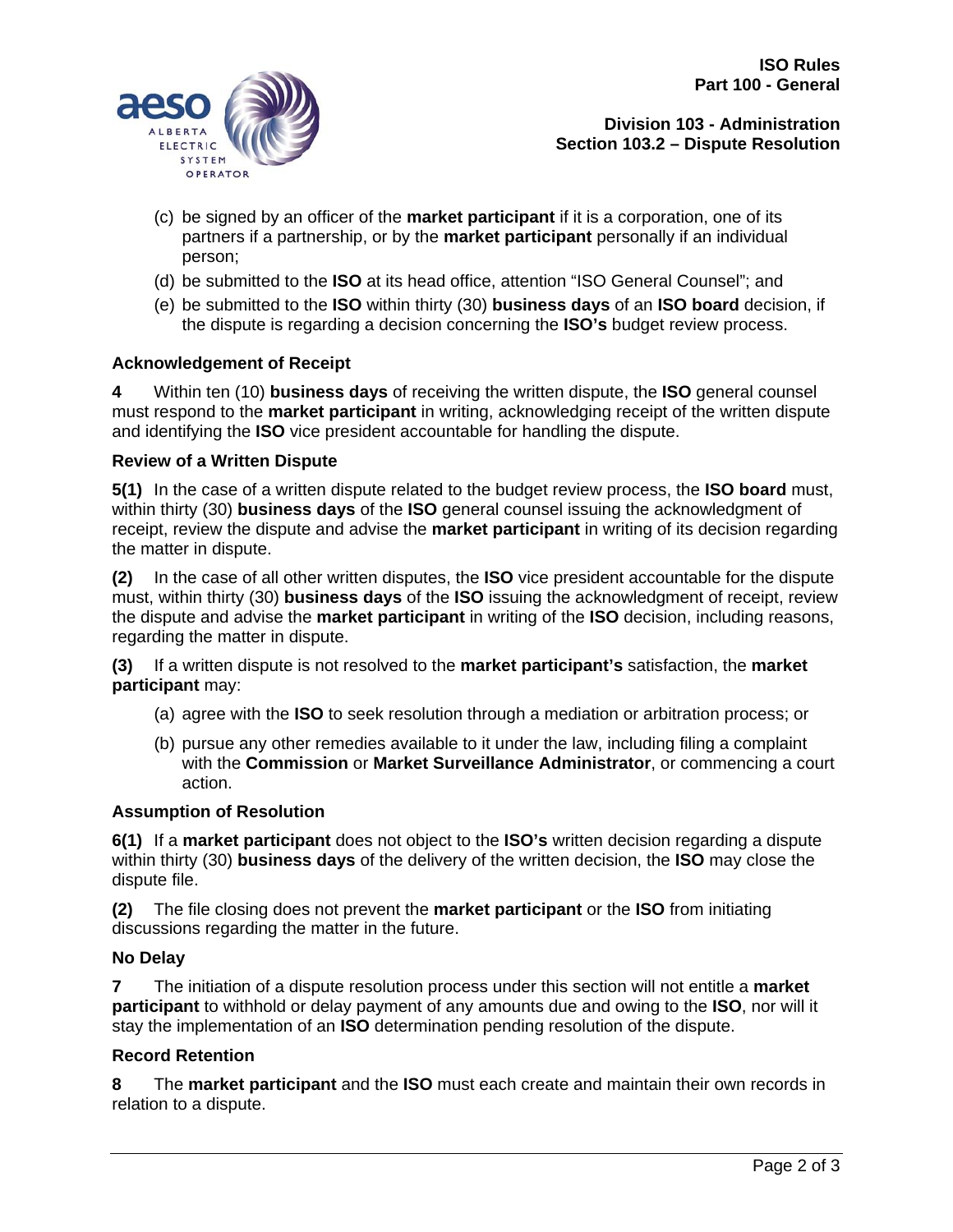(c) be signed by an officer of the **market participant** if it is a corporation, one of its partners if a partnership, or by the **market participant** personally if an individual person;

(d) be submitted to the **ISO** at its head office, attention "ISO General Counsel"; and

(e) be submitted to the **ISO** within thirty (30) **business days** of an **ISO board** decision, if the dispute is regarding a decision concerning the **ISO's** budget review process.

**Acknowledgement of Receipt**

**4** Within ten (10) **business days** of receiving the written dispute, the **ISO** general counsel must respond to the **market participant** in writing, acknowledging receipt of the written dispute and identifying the **ISO** vice president accountable for handling the dispute.

**Review of a Written Dispute**

**5(1)** In the case of a written dispute related to the budget review process, the **ISO board** must, within thirty (30) **business days** of the **ISO** general counsel issuing the acknowledgment of receipt, review the dispute and advise the **market participant** in writing of its decision regarding the matter in dispute.

**(2)** In the case of all other written disputes, the **ISO** vice president accountable for the dispute must, within thirty (30) **business days** of the **ISO** issuing the acknowledgment of receipt, review the dispute and advise the **market participant** in writing of the **ISO** decision, including reasons, regarding the matter in dispute.

**(3)** If a written dispute is not resolved to the **market participant's** satisfaction, the **market participant** may:

(a) agree with the **ISO** to seek resolution through a mediation or arbitration process; or

(b) pursue any other remedies available to it under the law, including filing a complaint with the **Commission** or **Market Surveillance Administrator**, or commencing a court action.

**Assumption of Resolution**

**6(1)** If a **market participant** does not object to the **ISO's** written decision regarding a dispute within thirty (30) **business days** of the delivery of the written decision, the **ISO** may close the dispute file.

**(2)** The file closing does not prevent the **market participant** or the **ISO** from initiating discussions regarding the matter in the future.

**No Delay**

**7** The initiation of a dispute resolution process under this section will not entitle a **market participant** to withhold or delay payment of any amounts due and owing to the **ISO**, nor will it stay the implementation of an **ISO** determination pending resolution of the dispute.

**Record Retention**

**8** The **market participant** and the **ISO** must each create and maintain their own records in relation to a dispute.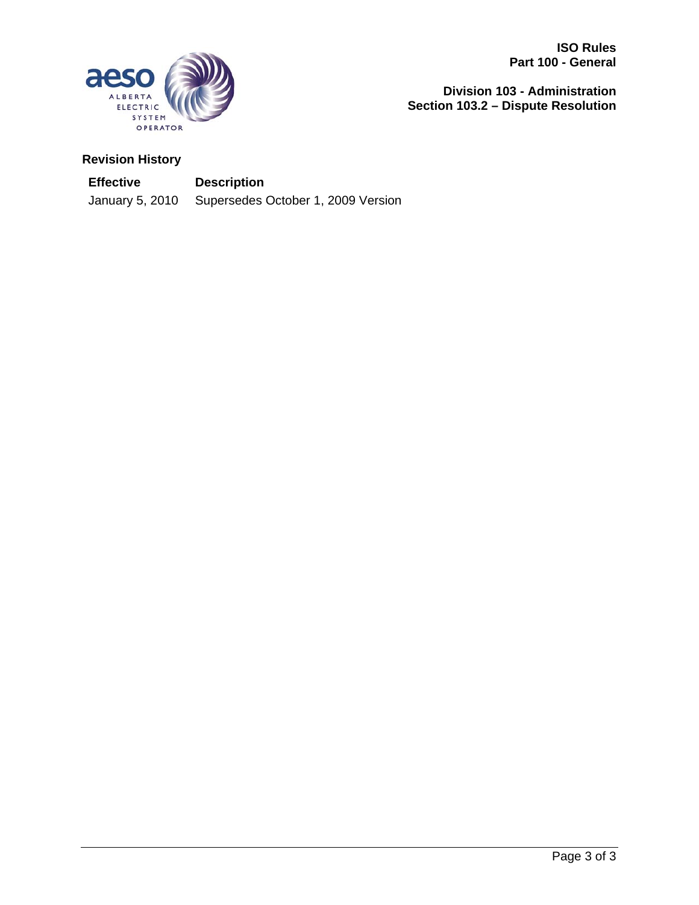## Revision History

| Effective | Description |
| --- | --- |
| January 5, 2010 | Supersedes October 1, 2009 Version |